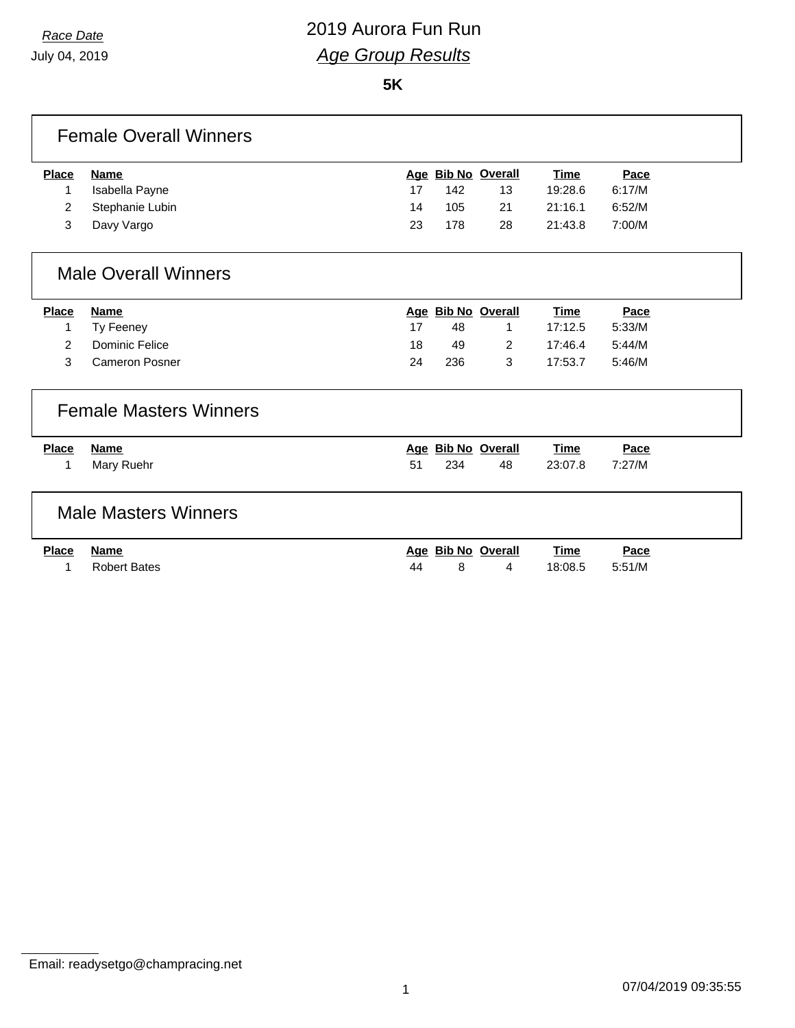*Race Date*

July 04, 2019

# 2019 Aurora Fun Run

## *Age Group Results*

**5K**

### Female Overall Winners

| Place | Name | Age | Bib No | Overall | Time | Pace |
|---|---|---|---|---|---|---|
| 1 | Isabella Payne | 17 | 142 | 13 | 19:28.6 | 6:17/M |
| 2 | Stephanie Lubin | 14 | 105 | 21 | 21:16.1 | 6:52/M |
| 3 | Davy Vargo | 23 | 178 | 28 | 21:43.8 | 7:00/M |

### Male Overall Winners

| Place | Name | Age | Bib No | Overall | Time | Pace |
|---|---|---|---|---|---|---|
| 1 | Ty Feeney | 17 | 48 | 1 | 17:12.5 | 5:33/M |
| 2 | Dominic Felice | 18 | 49 | 2 | 17:46.4 | 5:44/M |
| 3 | Cameron Posner | 24 | 236 | 3 | 17:53.7 | 5:46/M |

### Female Masters Winners

| Place | Name | Age | Bib No | Overall | Time | Pace |
|---|---|---|---|---|---|---|
| 1 | Mary Ruehr | 51 | 234 | 48 | 23:07.8 | 7:27/M |

### Male Masters Winners

| Place | Name | Age | Bib No | Overall | Time | Pace |
|---|---|---|---|---|---|---|
| 1 | Robert Bates | 44 | 8 | 4 | 18:08.5 | 5:51/M |

Email: readysetgo@champracing.net

07/04/2019 09:35:55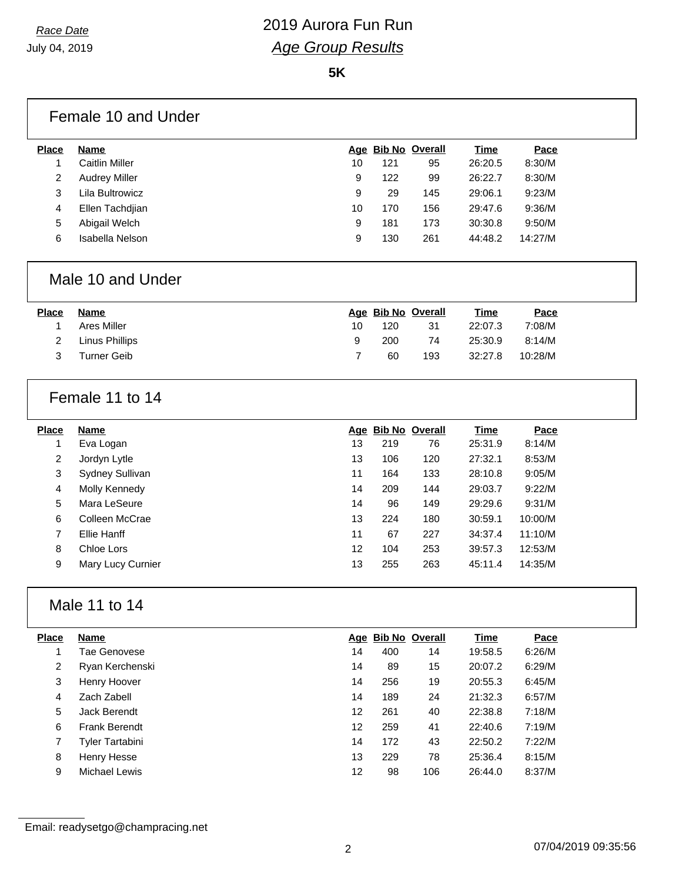*Race Date*

July 04, 2019

# 2019 Aurora Fun Run

## *Age Group Results*

**5K**

### Female 10 and Under

| Place | Name | Age | Bib No | Overall | Time | Pace |
|---|---|---|---|---|---|---|
| 1 | Caitlin Miller | 10 | 121 | 95 | 26:20.5 | 8:30/M |
| 2 | Audrey Miller | 9 | 122 | 99 | 26:22.7 | 8:30/M |
| 3 | Lila Bultrowicz | 9 | 29 | 145 | 29:06.1 | 9:23/M |
| 4 | Ellen Tachdjian | 10 | 170 | 156 | 29:47.6 | 9:36/M |
| 5 | Abigail Welch | 9 | 181 | 173 | 30:30.8 | 9:50/M |
| 6 | Isabella Nelson | 9 | 130 | 261 | 44:48.2 | 14:27/M |

### Male 10 and Under

| Place | Name | Age | Bib No | Overall | Time | Pace |
|---|---|---|---|---|---|---|
| 1 | Ares Miller | 10 | 120 | 31 | 22:07.3 | 7:08/M |
| 2 | Linus Phillips | 9 | 200 | 74 | 25:30.9 | 8:14/M |
| 3 | Turner Geib | 7 | 60 | 193 | 32:27.8 | 10:28/M |

### Female 11 to 14

| Place | Name | Age | Bib No | Overall | Time | Pace |
|---|---|---|---|---|---|---|
| 1 | Eva Logan | 13 | 219 | 76 | 25:31.9 | 8:14/M |
| 2 | Jordyn Lytle | 13 | 106 | 120 | 27:32.1 | 8:53/M |
| 3 | Sydney Sullivan | 11 | 164 | 133 | 28:10.8 | 9:05/M |
| 4 | Molly Kennedy | 14 | 209 | 144 | 29:03.7 | 9:22/M |
| 5 | Mara LeSeure | 14 | 96 | 149 | 29:29.6 | 9:31/M |
| 6 | Colleen McCrae | 13 | 224 | 180 | 30:59.1 | 10:00/M |
| 7 | Ellie Hanff | 11 | 67 | 227 | 34:37.4 | 11:10/M |
| 8 | Chloe Lors | 12 | 104 | 253 | 39:57.3 | 12:53/M |
| 9 | Mary Lucy Curnier | 13 | 255 | 263 | 45:11.4 | 14:35/M |

### Male 11 to 14

| Place | Name | Age | Bib No | Overall | Time | Pace |
|---|---|---|---|---|---|---|
| 1 | Tae Genovese | 14 | 400 | 14 | 19:58.5 | 6:26/M |
| 2 | Ryan Kerchenski | 14 | 89 | 15 | 20:07.2 | 6:29/M |
| 3 | Henry Hoover | 14 | 256 | 19 | 20:55.3 | 6:45/M |
| 4 | Zach Zabell | 14 | 189 | 24 | 21:32.3 | 6:57/M |
| 5 | Jack Berendt | 12 | 261 | 40 | 22:38.8 | 7:18/M |
| 6 | Frank Berendt | 12 | 259 | 41 | 22:40.6 | 7:19/M |
| 7 | Tyler Tartabini | 14 | 172 | 43 | 22:50.2 | 7:22/M |
| 8 | Henry Hesse | 13 | 229 | 78 | 25:36.4 | 8:15/M |
| 9 | Michael Lewis | 12 | 98 | 106 | 26:44.0 | 8:37/M |

Email: readysetgo@champracing.net

07/04/2019 09:35:56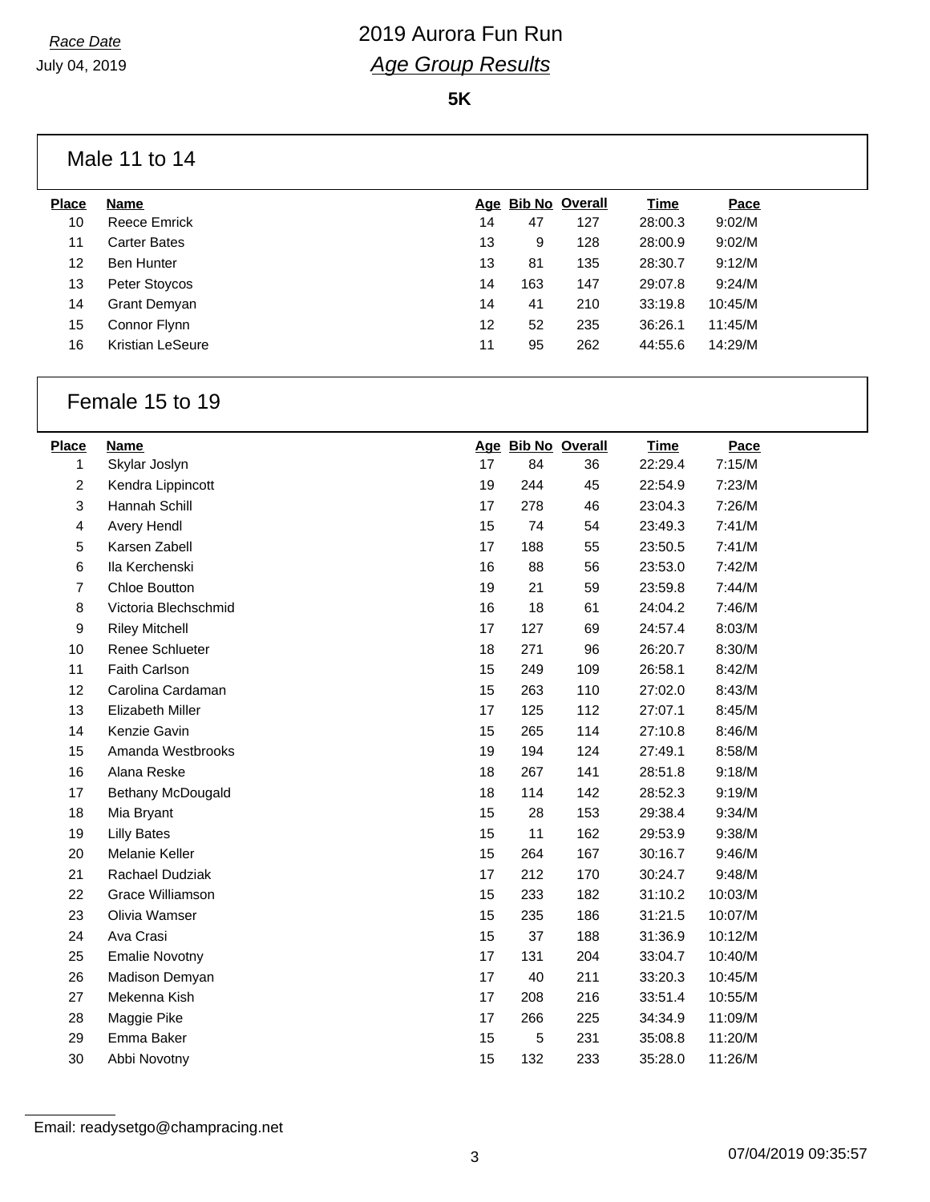*Race Date*

July 04, 2019

# 2019 Aurora Fun Run

## *Age Group Results*

**5K**

### Male 11 to 14

| Place | Name | Age | Bib No | Overall | Time | Pace |
|---|---|---|---|---|---|---|
| 10 | Reece Emrick | 14 | 47 | 127 | 28:00.3 | 9:02/M |
| 11 | Carter Bates | 13 | 9 | 128 | 28:00.9 | 9:02/M |
| 12 | Ben Hunter | 13 | 81 | 135 | 28:30.7 | 9:12/M |
| 13 | Peter Stoycos | 14 | 163 | 147 | 29:07.8 | 9:24/M |
| 14 | Grant Demyan | 14 | 41 | 210 | 33:19.8 | 10:45/M |
| 15 | Connor Flynn | 12 | 52 | 235 | 36:26.1 | 11:45/M |
| 16 | Kristian LeSeure | 11 | 95 | 262 | 44:55.6 | 14:29/M |

### Female 15 to 19

| Place | Name | Age | Bib No | Overall | Time | Pace |
|---|---|---|---|---|---|---|
| 1 | Skylar Joslyn | 17 | 84 | 36 | 22:29.4 | 7:15/M |
| 2 | Kendra Lippincott | 19 | 244 | 45 | 22:54.9 | 7:23/M |
| 3 | Hannah Schill | 17 | 278 | 46 | 23:04.3 | 7:26/M |
| 4 | Avery Hendl | 15 | 74 | 54 | 23:49.3 | 7:41/M |
| 5 | Karsen Zabell | 17 | 188 | 55 | 23:50.5 | 7:41/M |
| 6 | Ila Kerchenski | 16 | 88 | 56 | 23:53.0 | 7:42/M |
| 7 | Chloe Boutton | 19 | 21 | 59 | 23:59.8 | 7:44/M |
| 8 | Victoria Blechschmid | 16 | 18 | 61 | 24:04.2 | 7:46/M |
| 9 | Riley Mitchell | 17 | 127 | 69 | 24:57.4 | 8:03/M |
| 10 | Renee Schlueter | 18 | 271 | 96 | 26:20.7 | 8:30/M |
| 11 | Faith Carlson | 15 | 249 | 109 | 26:58.1 | 8:42/M |
| 12 | Carolina Cardaman | 15 | 263 | 110 | 27:02.0 | 8:43/M |
| 13 | Elizabeth Miller | 17 | 125 | 112 | 27:07.1 | 8:45/M |
| 14 | Kenzie Gavin | 15 | 265 | 114 | 27:10.8 | 8:46/M |
| 15 | Amanda Westbrooks | 19 | 194 | 124 | 27:49.1 | 8:58/M |
| 16 | Alana Reske | 18 | 267 | 141 | 28:51.8 | 9:18/M |
| 17 | Bethany McDougald | 18 | 114 | 142 | 28:52.3 | 9:19/M |
| 18 | Mia Bryant | 15 | 28 | 153 | 29:38.4 | 9:34/M |
| 19 | Lilly Bates | 15 | 11 | 162 | 29:53.9 | 9:38/M |
| 20 | Melanie Keller | 15 | 264 | 167 | 30:16.7 | 9:46/M |
| 21 | Rachael Dudziak | 17 | 212 | 170 | 30:24.7 | 9:48/M |
| 22 | Grace Williamson | 15 | 233 | 182 | 31:10.2 | 10:03/M |
| 23 | Olivia Wamser | 15 | 235 | 186 | 31:21.5 | 10:07/M |
| 24 | Ava Crasi | 15 | 37 | 188 | 31:36.9 | 10:12/M |
| 25 | Emalie Novotny | 17 | 131 | 204 | 33:04.7 | 10:40/M |
| 26 | Madison Demyan | 17 | 40 | 211 | 33:20.3 | 10:45/M |
| 27 | Mekenna Kish | 17 | 208 | 216 | 33:51.4 | 10:55/M |
| 28 | Maggie Pike | 17 | 266 | 225 | 34:34.9 | 11:09/M |
| 29 | Emma Baker | 15 | 5 | 231 | 35:08.8 | 11:20/M |
| 30 | Abbi Novotny | 15 | 132 | 233 | 35:28.0 | 11:26/M |

Email: readysetgo@champracing.net

07/04/2019 09:35:57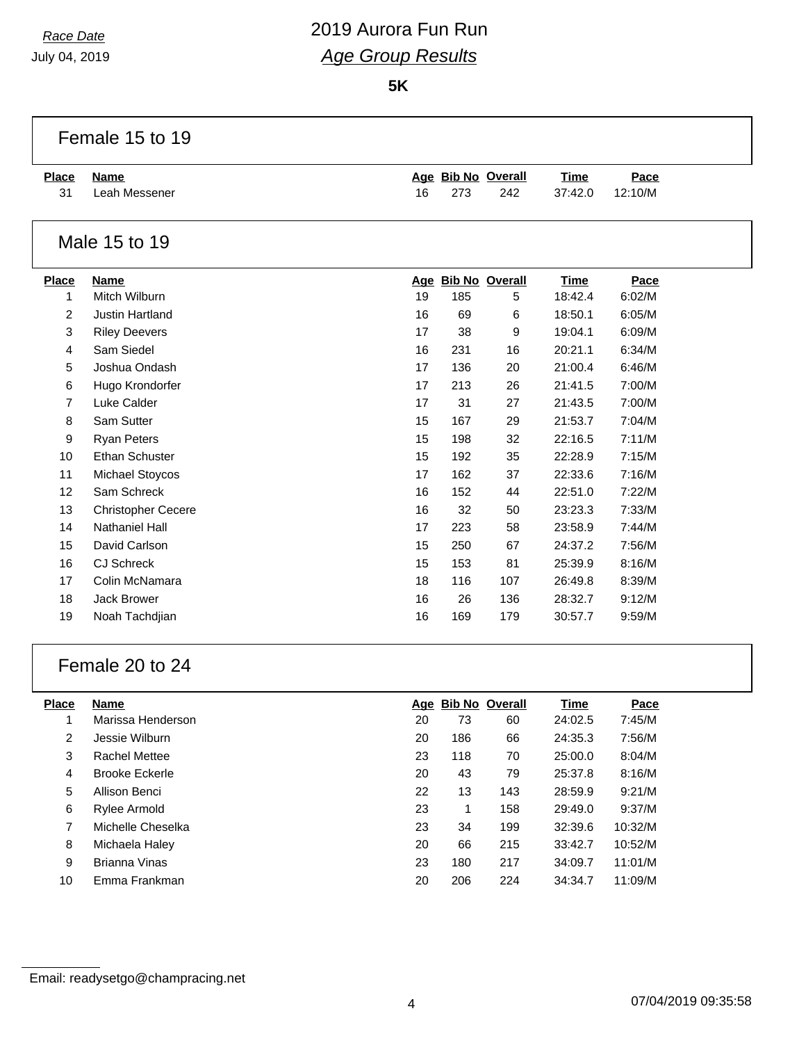*Race Date*
July 04, 2019

# 2019 Aurora Fun Run
## *Age Group Results*

**5K**

### Female 15 to 19

| Place | Name | Age | Bib No | Overall | Time | Pace |
|---|---|---|---|---|---|---|
| 31 | Leah Messener | 16 | 273 | 242 | 37:42.0 | 12:10/M |

### Male 15 to 19

| Place | Name | Age | Bib No | Overall | Time | Pace |
|---|---|---|---|---|---|---|
| 1 | Mitch Wilburn | 19 | 185 | 5 | 18:42.4 | 6:02/M |
| 2 | Justin Hartland | 16 | 69 | 6 | 18:50.1 | 6:05/M |
| 3 | Riley Deevers | 17 | 38 | 9 | 19:04.1 | 6:09/M |
| 4 | Sam Siedel | 16 | 231 | 16 | 20:21.1 | 6:34/M |
| 5 | Joshua Ondash | 17 | 136 | 20 | 21:00.4 | 6:46/M |
| 6 | Hugo Krondorfer | 17 | 213 | 26 | 21:41.5 | 7:00/M |
| 7 | Luke Calder | 17 | 31 | 27 | 21:43.5 | 7:00/M |
| 8 | Sam Sutter | 15 | 167 | 29 | 21:53.7 | 7:04/M |
| 9 | Ryan Peters | 15 | 198 | 32 | 22:16.5 | 7:11/M |
| 10 | Ethan Schuster | 15 | 192 | 35 | 22:28.9 | 7:15/M |
| 11 | Michael Stoycos | 17 | 162 | 37 | 22:33.6 | 7:16/M |
| 12 | Sam Schreck | 16 | 152 | 44 | 22:51.0 | 7:22/M |
| 13 | Christopher Cecere | 16 | 32 | 50 | 23:23.3 | 7:33/M |
| 14 | Nathaniel Hall | 17 | 223 | 58 | 23:58.9 | 7:44/M |
| 15 | David Carlson | 15 | 250 | 67 | 24:37.2 | 7:56/M |
| 16 | CJ Schreck | 15 | 153 | 81 | 25:39.9 | 8:16/M |
| 17 | Colin McNamara | 18 | 116 | 107 | 26:49.8 | 8:39/M |
| 18 | Jack Brower | 16 | 26 | 136 | 28:32.7 | 9:12/M |
| 19 | Noah Tachdjian | 16 | 169 | 179 | 30:57.7 | 9:59/M |

### Female 20 to 24

| Place | Name | Age | Bib No | Overall | Time | Pace |
|---|---|---|---|---|---|---|
| 1 | Marissa Henderson | 20 | 73 | 60 | 24:02.5 | 7:45/M |
| 2 | Jessie Wilburn | 20 | 186 | 66 | 24:35.3 | 7:56/M |
| 3 | Rachel Mettee | 23 | 118 | 70 | 25:00.0 | 8:04/M |
| 4 | Brooke Eckerle | 20 | 43 | 79 | 25:37.8 | 8:16/M |
| 5 | Allison Benci | 22 | 13 | 143 | 28:59.9 | 9:21/M |
| 6 | Rylee Armold | 23 | 1 | 158 | 29:49.0 | 9:37/M |
| 7 | Michelle Cheselka | 23 | 34 | 199 | 32:39.6 | 10:32/M |
| 8 | Michaela Haley | 20 | 66 | 215 | 33:42.7 | 10:52/M |
| 9 | Brianna Vinas | 23 | 180 | 217 | 34:09.7 | 11:01/M |
| 10 | Emma Frankman | 20 | 206 | 224 | 34:34.7 | 11:09/M |

Email: readysetgo@champracing.net

07/04/2019 09:35:58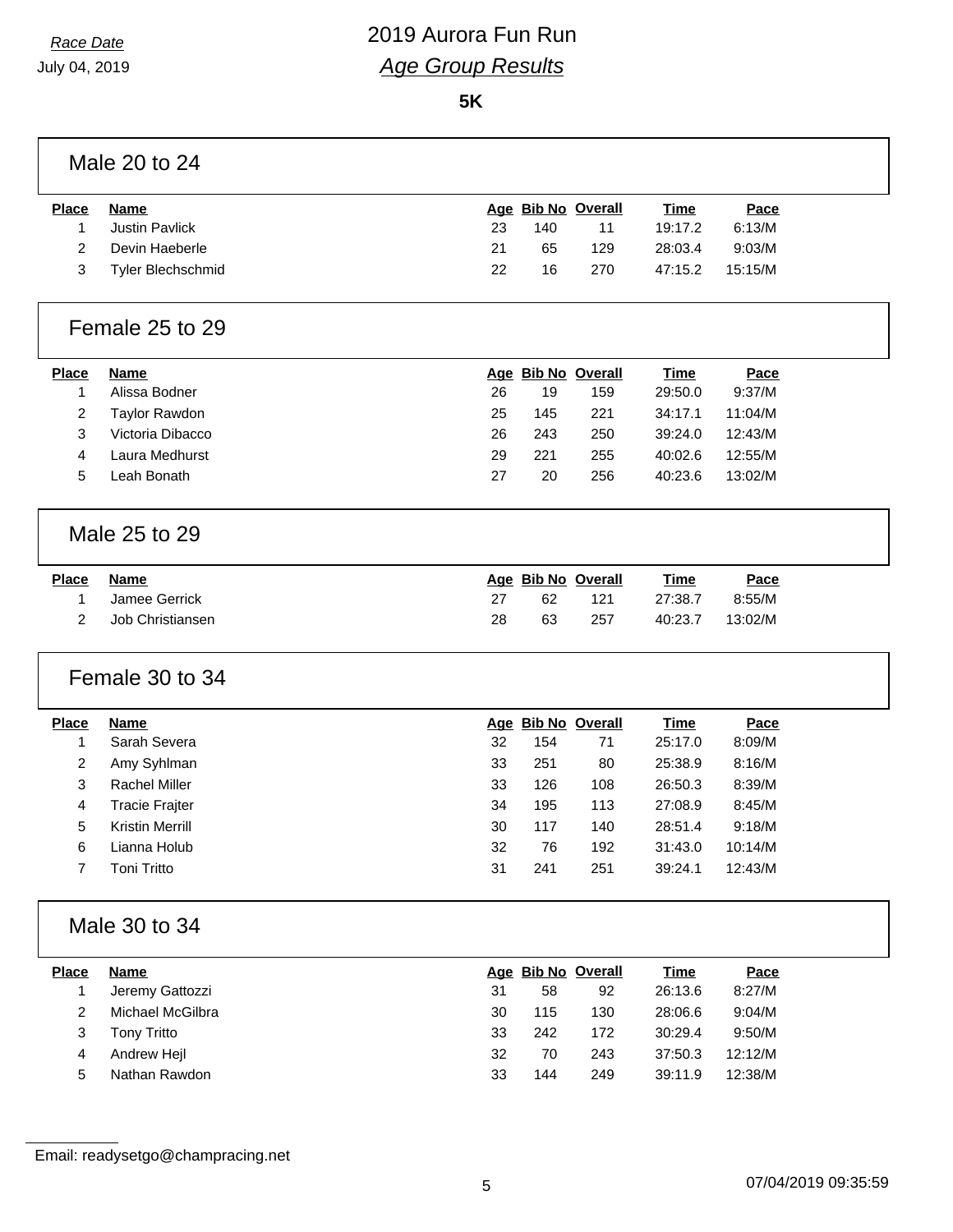*Race Date*

July 04, 2019

# 2019 Aurora Fun Run

## *Age Group Results*

**5K**

### Male 20 to 24

| Place | Name | Age | Bib No | Overall | Time | Pace |
|---|---|---|---|---|---|---|
| 1 | Justin Pavlick | 23 | 140 | 11 | 19:17.2 | 6:13/M |
| 2 | Devin Haeberle | 21 | 65 | 129 | 28:03.4 | 9:03/M |
| 3 | Tyler Blechschmid | 22 | 16 | 270 | 47:15.2 | 15:15/M |

### Female 25 to 29

| Place | Name | Age | Bib No | Overall | Time | Pace |
|---|---|---|---|---|---|---|
| 1 | Alissa Bodner | 26 | 19 | 159 | 29:50.0 | 9:37/M |
| 2 | Taylor Rawdon | 25 | 145 | 221 | 34:17.1 | 11:04/M |
| 3 | Victoria Dibacco | 26 | 243 | 250 | 39:24.0 | 12:43/M |
| 4 | Laura Medhurst | 29 | 221 | 255 | 40:02.6 | 12:55/M |
| 5 | Leah Bonath | 27 | 20 | 256 | 40:23.6 | 13:02/M |

### Male 25 to 29

| Place | Name | Age | Bib No | Overall | Time | Pace |
|---|---|---|---|---|---|---|
| 1 | Jamee Gerrick | 27 | 62 | 121 | 27:38.7 | 8:55/M |
| 2 | Job Christiansen | 28 | 63 | 257 | 40:23.7 | 13:02/M |

### Female 30 to 34

| Place | Name | Age | Bib No | Overall | Time | Pace |
|---|---|---|---|---|---|---|
| 1 | Sarah Severa | 32 | 154 | 71 | 25:17.0 | 8:09/M |
| 2 | Amy Syhlman | 33 | 251 | 80 | 25:38.9 | 8:16/M |
| 3 | Rachel Miller | 33 | 126 | 108 | 26:50.3 | 8:39/M |
| 4 | Tracie Frajter | 34 | 195 | 113 | 27:08.9 | 8:45/M |
| 5 | Kristin Merrill | 30 | 117 | 140 | 28:51.4 | 9:18/M |
| 6 | Lianna Holub | 32 | 76 | 192 | 31:43.0 | 10:14/M |
| 7 | Toni Tritto | 31 | 241 | 251 | 39:24.1 | 12:43/M |

### Male 30 to 34

| Place | Name | Age | Bib No | Overall | Time | Pace |
|---|---|---|---|---|---|---|
| 1 | Jeremy Gattozzi | 31 | 58 | 92 | 26:13.6 | 8:27/M |
| 2 | Michael McGilbra | 30 | 115 | 130 | 28:06.6 | 9:04/M |
| 3 | Tony Tritto | 33 | 242 | 172 | 30:29.4 | 9:50/M |
| 4 | Andrew Hejl | 32 | 70 | 243 | 37:50.3 | 12:12/M |
| 5 | Nathan Rawdon | 33 | 144 | 249 | 39:11.9 | 12:38/M |

Email: readysetgo@champracing.net

07/04/2019 09:35:59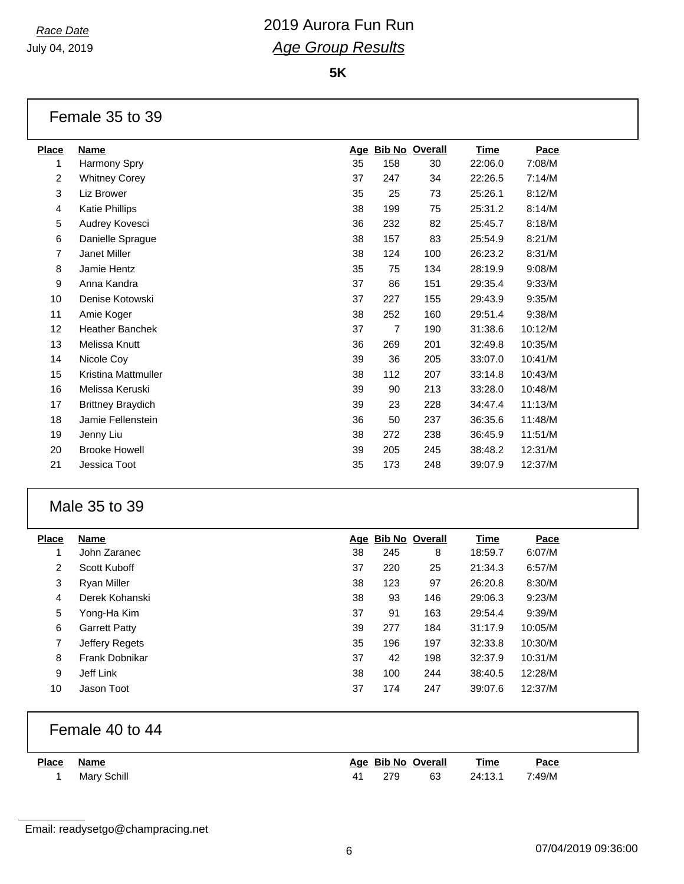*Race Date*

July 04, 2019

# 2019 Aurora Fun Run

## *Age Group Results*

**5K**

### Female 35 to 39

| Place | Name | Age | Bib No | Overall | Time | Pace |
|---|---|---|---|---|---|---|
| 1 | Harmony Spry | 35 | 158 | 30 | 22:06.0 | 7:08/M |
| 2 | Whitney Corey | 37 | 247 | 34 | 22:26.5 | 7:14/M |
| 3 | Liz Brower | 35 | 25 | 73 | 25:26.1 | 8:12/M |
| 4 | Katie Phillips | 38 | 199 | 75 | 25:31.2 | 8:14/M |
| 5 | Audrey Kovesci | 36 | 232 | 82 | 25:45.7 | 8:18/M |
| 6 | Danielle Sprague | 38 | 157 | 83 | 25:54.9 | 8:21/M |
| 7 | Janet Miller | 38 | 124 | 100 | 26:23.2 | 8:31/M |
| 8 | Jamie Hentz | 35 | 75 | 134 | 28:19.9 | 9:08/M |
| 9 | Anna Kandra | 37 | 86 | 151 | 29:35.4 | 9:33/M |
| 10 | Denise Kotowski | 37 | 227 | 155 | 29:43.9 | 9:35/M |
| 11 | Amie Koger | 38 | 252 | 160 | 29:51.4 | 9:38/M |
| 12 | Heather Banchek | 37 | 7 | 190 | 31:38.6 | 10:12/M |
| 13 | Melissa Knutt | 36 | 269 | 201 | 32:49.8 | 10:35/M |
| 14 | Nicole Coy | 39 | 36 | 205 | 33:07.0 | 10:41/M |
| 15 | Kristina Mattmuller | 38 | 112 | 207 | 33:14.8 | 10:43/M |
| 16 | Melissa Keruski | 39 | 90 | 213 | 33:28.0 | 10:48/M |
| 17 | Brittney Braydich | 39 | 23 | 228 | 34:47.4 | 11:13/M |
| 18 | Jamie Fellenstein | 36 | 50 | 237 | 36:35.6 | 11:48/M |
| 19 | Jenny Liu | 38 | 272 | 238 | 36:45.9 | 11:51/M |
| 20 | Brooke Howell | 39 | 205 | 245 | 38:48.2 | 12:31/M |
| 21 | Jessica Toot | 35 | 173 | 248 | 39:07.9 | 12:37/M |

### Male 35 to 39

| Place | Name | Age | Bib No | Overall | Time | Pace |
|---|---|---|---|---|---|---|
| 1 | John Zaranec | 38 | 245 | 8 | 18:59.7 | 6:07/M |
| 2 | Scott Kuboff | 37 | 220 | 25 | 21:34.3 | 6:57/M |
| 3 | Ryan Miller | 38 | 123 | 97 | 26:20.8 | 8:30/M |
| 4 | Derek Kohanski | 38 | 93 | 146 | 29:06.3 | 9:23/M |
| 5 | Yong-Ha Kim | 37 | 91 | 163 | 29:54.4 | 9:39/M |
| 6 | Garrett Patty | 39 | 277 | 184 | 31:17.9 | 10:05/M |
| 7 | Jeffery Regets | 35 | 196 | 197 | 32:33.8 | 10:30/M |
| 8 | Frank Dobnikar | 37 | 42 | 198 | 32:37.9 | 10:31/M |
| 9 | Jeff Link | 38 | 100 | 244 | 38:40.5 | 12:28/M |
| 10 | Jason Toot | 37 | 174 | 247 | 39:07.6 | 12:37/M |

### Female 40 to 44

| Place | Name | Age | Bib No | Overall | Time | Pace |
|---|---|---|---|---|---|---|
| 1 | Mary Schill | 41 | 279 | 63 | 24:13.1 | 7:49/M |

Email: readysetgo@champracing.net

07/04/2019 09:36:00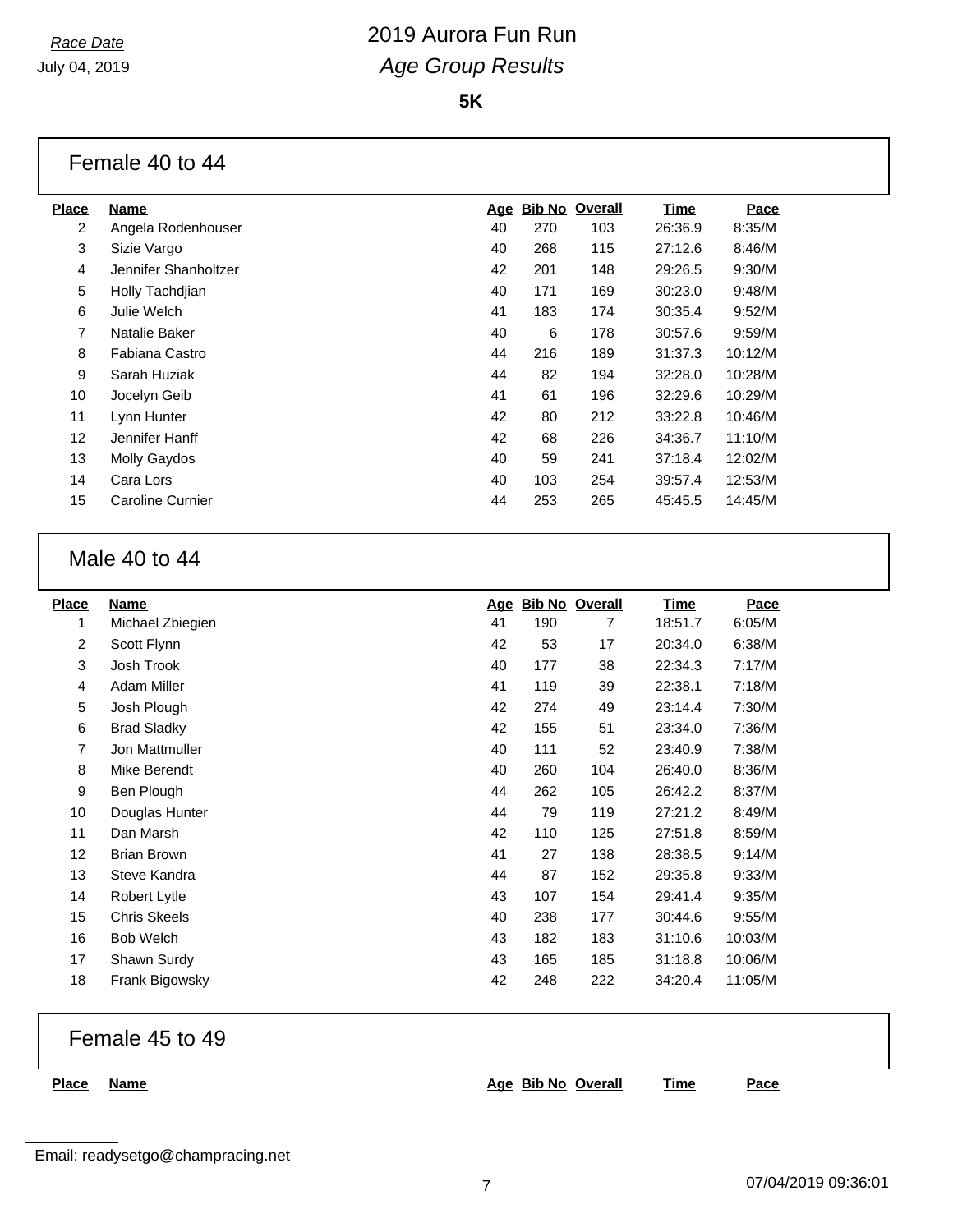*Race Date*
July 04, 2019

# 2019 Aurora Fun Run
## *Age Group Results*

**5K**

### Female 40 to 44

| Place | Name | Age | Bib No | Overall | Time | Pace |
|---|---|---|---|---|---|---|
| 2 | Angela Rodenhouser | 40 | 270 | 103 | 26:36.9 | 8:35/M |
| 3 | Sizie Vargo | 40 | 268 | 115 | 27:12.6 | 8:46/M |
| 4 | Jennifer Shanholtzer | 42 | 201 | 148 | 29:26.5 | 9:30/M |
| 5 | Holly Tachdjian | 40 | 171 | 169 | 30:23.0 | 9:48/M |
| 6 | Julie Welch | 41 | 183 | 174 | 30:35.4 | 9:52/M |
| 7 | Natalie Baker | 40 | 6 | 178 | 30:57.6 | 9:59/M |
| 8 | Fabiana Castro | 44 | 216 | 189 | 31:37.3 | 10:12/M |
| 9 | Sarah Huziak | 44 | 82 | 194 | 32:28.0 | 10:28/M |
| 10 | Jocelyn Geib | 41 | 61 | 196 | 32:29.6 | 10:29/M |
| 11 | Lynn Hunter | 42 | 80 | 212 | 33:22.8 | 10:46/M |
| 12 | Jennifer Hanff | 42 | 68 | 226 | 34:36.7 | 11:10/M |
| 13 | Molly Gaydos | 40 | 59 | 241 | 37:18.4 | 12:02/M |
| 14 | Cara Lors | 40 | 103 | 254 | 39:57.4 | 12:53/M |
| 15 | Caroline Curnier | 44 | 253 | 265 | 45:45.5 | 14:45/M |

### Male 40 to 44

| Place | Name | Age | Bib No | Overall | Time | Pace |
|---|---|---|---|---|---|---|
| 1 | Michael Zbiegien | 41 | 190 | 7 | 18:51.7 | 6:05/M |
| 2 | Scott Flynn | 42 | 53 | 17 | 20:34.0 | 6:38/M |
| 3 | Josh Trook | 40 | 177 | 38 | 22:34.3 | 7:17/M |
| 4 | Adam Miller | 41 | 119 | 39 | 22:38.1 | 7:18/M |
| 5 | Josh Plough | 42 | 274 | 49 | 23:14.4 | 7:30/M |
| 6 | Brad Sladky | 42 | 155 | 51 | 23:34.0 | 7:36/M |
| 7 | Jon Mattmuller | 40 | 111 | 52 | 23:40.9 | 7:38/M |
| 8 | Mike Berendt | 40 | 260 | 104 | 26:40.0 | 8:36/M |
| 9 | Ben Plough | 44 | 262 | 105 | 26:42.2 | 8:37/M |
| 10 | Douglas Hunter | 44 | 79 | 119 | 27:21.2 | 8:49/M |
| 11 | Dan Marsh | 42 | 110 | 125 | 27:51.8 | 8:59/M |
| 12 | Brian Brown | 41 | 27 | 138 | 28:38.5 | 9:14/M |
| 13 | Steve Kandra | 44 | 87 | 152 | 29:35.8 | 9:33/M |
| 14 | Robert Lytle | 43 | 107 | 154 | 29:41.4 | 9:35/M |
| 15 | Chris Skeels | 40 | 238 | 177 | 30:44.6 | 9:55/M |
| 16 | Bob Welch | 43 | 182 | 183 | 31:10.6 | 10:03/M |
| 17 | Shawn Surdy | 43 | 165 | 185 | 31:18.8 | 10:06/M |
| 18 | Frank Bigowsky | 42 | 248 | 222 | 34:20.4 | 11:05/M |

### Female 45 to 49

| Place | Name | Age | Bib No | Overall | Time | Pace |
|---|---|---|---|---|---|---|

Email: readysetgo@champracing.net

07/04/2019 09:36:01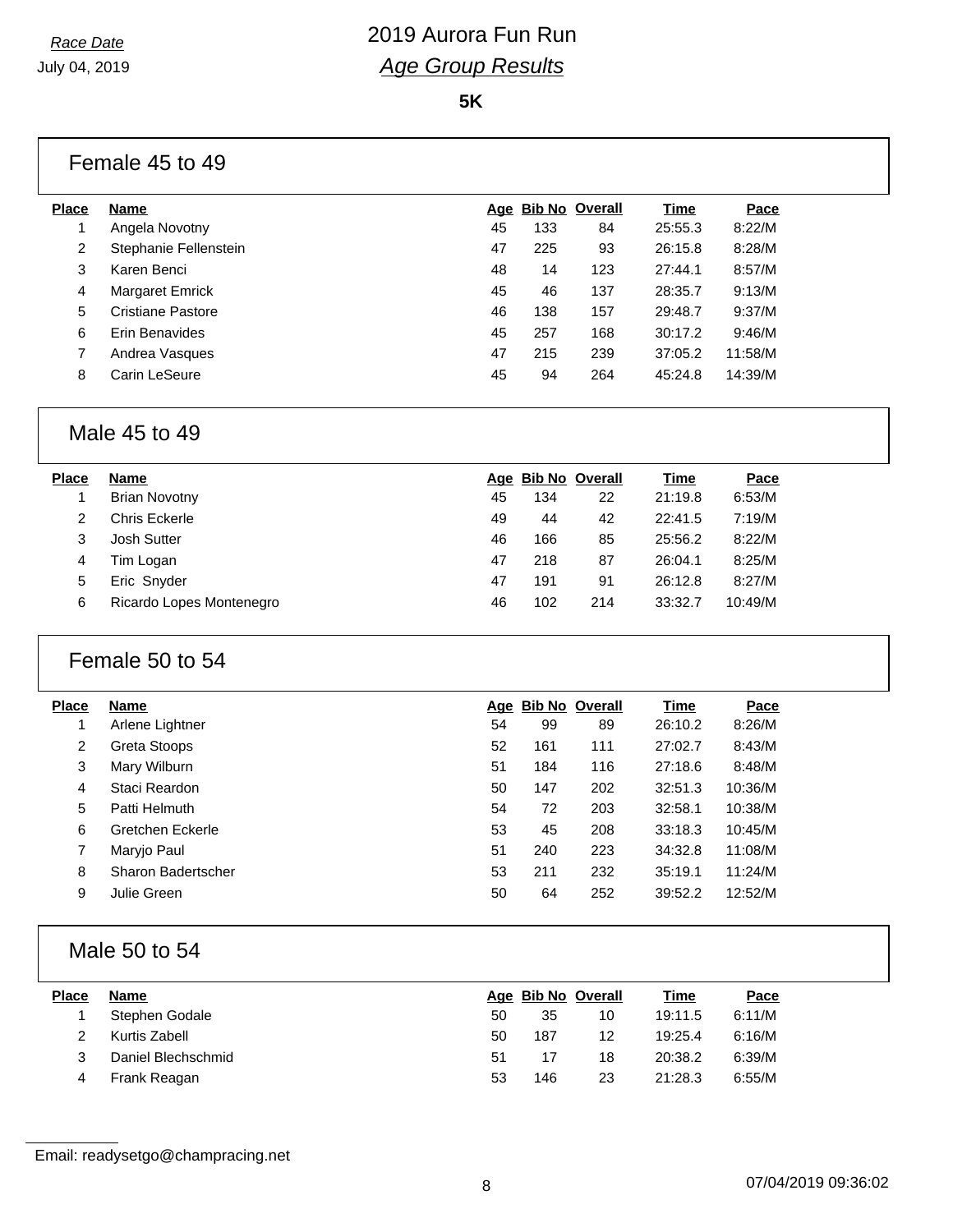*Race Date*

July 04, 2019

# 2019 Aurora Fun Run

## *Age Group Results*

**5K**

### Female 45 to 49

| Place | Name | Age | Bib No | Overall | Time | Pace |
|---|---|---|---|---|---|---|
| 1 | Angela Novotny | 45 | 133 | 84 | 25:55.3 | 8:22/M |
| 2 | Stephanie Fellenstein | 47 | 225 | 93 | 26:15.8 | 8:28/M |
| 3 | Karen Benci | 48 | 14 | 123 | 27:44.1 | 8:57/M |
| 4 | Margaret Emrick | 45 | 46 | 137 | 28:35.7 | 9:13/M |
| 5 | Cristiane Pastore | 46 | 138 | 157 | 29:48.7 | 9:37/M |
| 6 | Erin Benavides | 45 | 257 | 168 | 30:17.2 | 9:46/M |
| 7 | Andrea Vasques | 47 | 215 | 239 | 37:05.2 | 11:58/M |
| 8 | Carin LeSeure | 45 | 94 | 264 | 45:24.8 | 14:39/M |

### Male 45 to 49

| Place | Name | Age | Bib No | Overall | Time | Pace |
|---|---|---|---|---|---|---|
| 1 | Brian Novotny | 45 | 134 | 22 | 21:19.8 | 6:53/M |
| 2 | Chris Eckerle | 49 | 44 | 42 | 22:41.5 | 7:19/M |
| 3 | Josh Sutter | 46 | 166 | 85 | 25:56.2 | 8:22/M |
| 4 | Tim Logan | 47 | 218 | 87 | 26:04.1 | 8:25/M |
| 5 | Eric Snyder | 47 | 191 | 91 | 26:12.8 | 8:27/M |
| 6 | Ricardo Lopes Montenegro | 46 | 102 | 214 | 33:32.7 | 10:49/M |

### Female 50 to 54

| Place | Name | Age | Bib No | Overall | Time | Pace |
|---|---|---|---|---|---|---|
| 1 | Arlene Lightner | 54 | 99 | 89 | 26:10.2 | 8:26/M |
| 2 | Greta Stoops | 52 | 161 | 111 | 27:02.7 | 8:43/M |
| 3 | Mary Wilburn | 51 | 184 | 116 | 27:18.6 | 8:48/M |
| 4 | Staci Reardon | 50 | 147 | 202 | 32:51.3 | 10:36/M |
| 5 | Patti Helmuth | 54 | 72 | 203 | 32:58.1 | 10:38/M |
| 6 | Gretchen Eckerle | 53 | 45 | 208 | 33:18.3 | 10:45/M |
| 7 | Maryjo Paul | 51 | 240 | 223 | 34:32.8 | 11:08/M |
| 8 | Sharon Badertscher | 53 | 211 | 232 | 35:19.1 | 11:24/M |
| 9 | Julie Green | 50 | 64 | 252 | 39:52.2 | 12:52/M |

### Male 50 to 54

| Place | Name | Age | Bib No | Overall | Time | Pace |
|---|---|---|---|---|---|---|
| 1 | Stephen Godale | 50 | 35 | 10 | 19:11.5 | 6:11/M |
| 2 | Kurtis Zabell | 50 | 187 | 12 | 19:25.4 | 6:16/M |
| 3 | Daniel Blechschmid | 51 | 17 | 18 | 20:38.2 | 6:39/M |
| 4 | Frank Reagan | 53 | 146 | 23 | 21:28.3 | 6:55/M |

Email: readysetgo@champracing.net

07/04/2019 09:36:02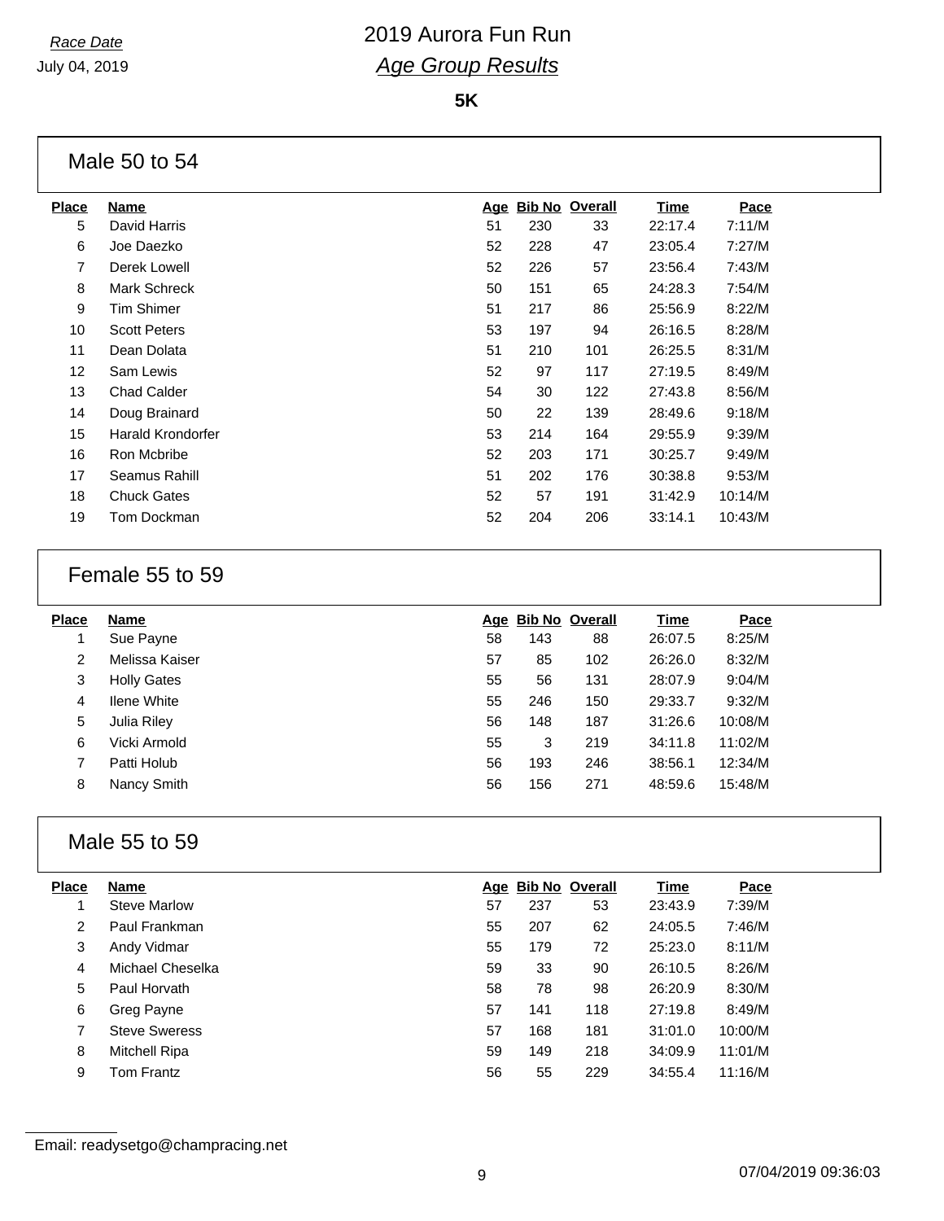Race Date

July 04, 2019

# 2019 Aurora Fun Run

## *Age Group Results*

**5K**

### Male 50 to 54

| Place | Name | Age | Bib No | Overall | Time | Pace |
|---|---|---|---|---|---|---|
| 5 | David Harris | 51 | 230 | 33 | 22:17.4 | 7:11/M |
| 6 | Joe Daezko | 52 | 228 | 47 | 23:05.4 | 7:27/M |
| 7 | Derek Lowell | 52 | 226 | 57 | 23:56.4 | 7:43/M |
| 8 | Mark Schreck | 50 | 151 | 65 | 24:28.3 | 7:54/M |
| 9 | Tim Shimer | 51 | 217 | 86 | 25:56.9 | 8:22/M |
| 10 | Scott Peters | 53 | 197 | 94 | 26:16.5 | 8:28/M |
| 11 | Dean Dolata | 51 | 210 | 101 | 26:25.5 | 8:31/M |
| 12 | Sam Lewis | 52 | 97 | 117 | 27:19.5 | 8:49/M |
| 13 | Chad Calder | 54 | 30 | 122 | 27:43.8 | 8:56/M |
| 14 | Doug Brainard | 50 | 22 | 139 | 28:49.6 | 9:18/M |
| 15 | Harald Krondorfer | 53 | 214 | 164 | 29:55.9 | 9:39/M |
| 16 | Ron Mcbribe | 52 | 203 | 171 | 30:25.7 | 9:49/M |
| 17 | Seamus Rahill | 51 | 202 | 176 | 30:38.8 | 9:53/M |
| 18 | Chuck Gates | 52 | 57 | 191 | 31:42.9 | 10:14/M |
| 19 | Tom Dockman | 52 | 204 | 206 | 33:14.1 | 10:43/M |

### Female 55 to 59

| Place | Name | Age | Bib No | Overall | Time | Pace |
|---|---|---|---|---|---|---|
| 1 | Sue Payne | 58 | 143 | 88 | 26:07.5 | 8:25/M |
| 2 | Melissa Kaiser | 57 | 85 | 102 | 26:26.0 | 8:32/M |
| 3 | Holly Gates | 55 | 56 | 131 | 28:07.9 | 9:04/M |
| 4 | Ilene White | 55 | 246 | 150 | 29:33.7 | 9:32/M |
| 5 | Julia Riley | 56 | 148 | 187 | 31:26.6 | 10:08/M |
| 6 | Vicki Armold | 55 | 3 | 219 | 34:11.8 | 11:02/M |
| 7 | Patti Holub | 56 | 193 | 246 | 38:56.1 | 12:34/M |
| 8 | Nancy Smith | 56 | 156 | 271 | 48:59.6 | 15:48/M |

### Male 55 to 59

| Place | Name | Age | Bib No | Overall | Time | Pace |
|---|---|---|---|---|---|---|
| 1 | Steve Marlow | 57 | 237 | 53 | 23:43.9 | 7:39/M |
| 2 | Paul Frankman | 55 | 207 | 62 | 24:05.5 | 7:46/M |
| 3 | Andy Vidmar | 55 | 179 | 72 | 25:23.0 | 8:11/M |
| 4 | Michael Cheselka | 59 | 33 | 90 | 26:10.5 | 8:26/M |
| 5 | Paul Horvath | 58 | 78 | 98 | 26:20.9 | 8:30/M |
| 6 | Greg Payne | 57 | 141 | 118 | 27:19.8 | 8:49/M |
| 7 | Steve Sweress | 57 | 168 | 181 | 31:01.0 | 10:00/M |
| 8 | Mitchell Ripa | 59 | 149 | 218 | 34:09.9 | 11:01/M |
| 9 | Tom Frantz | 56 | 55 | 229 | 34:55.4 | 11:16/M |

Email: readysetgo@champracing.net

07/04/2019 09:36:03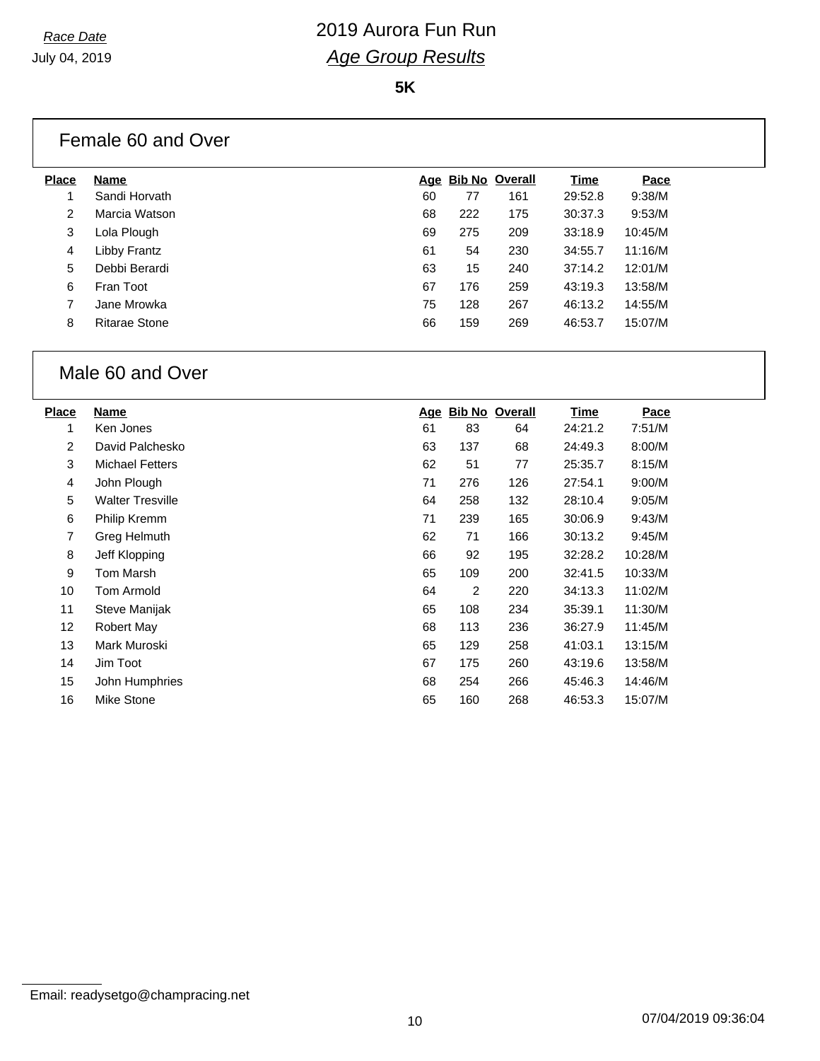*Race Date*

July 04, 2019

# 2019 Aurora Fun Run

## *Age Group Results*

**5K**

### Female 60 and Over

| Place | Name | Age | Bib No | Overall | Time | Pace |
|---|---|---|---|---|---|---|
| 1 | Sandi Horvath | 60 | 77 | 161 | 29:52.8 | 9:38/M |
| 2 | Marcia Watson | 68 | 222 | 175 | 30:37.3 | 9:53/M |
| 3 | Lola Plough | 69 | 275 | 209 | 33:18.9 | 10:45/M |
| 4 | Libby Frantz | 61 | 54 | 230 | 34:55.7 | 11:16/M |
| 5 | Debbi Berardi | 63 | 15 | 240 | 37:14.2 | 12:01/M |
| 6 | Fran Toot | 67 | 176 | 259 | 43:19.3 | 13:58/M |
| 7 | Jane Mrowka | 75 | 128 | 267 | 46:13.2 | 14:55/M |
| 8 | Ritarae Stone | 66 | 159 | 269 | 46:53.7 | 15:07/M |

### Male 60 and Over

| Place | Name | Age | Bib No | Overall | Time | Pace |
|---|---|---|---|---|---|---|
| 1 | Ken Jones | 61 | 83 | 64 | 24:21.2 | 7:51/M |
| 2 | David Palchesko | 63 | 137 | 68 | 24:49.3 | 8:00/M |
| 3 | Michael Fetters | 62 | 51 | 77 | 25:35.7 | 8:15/M |
| 4 | John Plough | 71 | 276 | 126 | 27:54.1 | 9:00/M |
| 5 | Walter Tresville | 64 | 258 | 132 | 28:10.4 | 9:05/M |
| 6 | Philip Kremm | 71 | 239 | 165 | 30:06.9 | 9:43/M |
| 7 | Greg Helmuth | 62 | 71 | 166 | 30:13.2 | 9:45/M |
| 8 | Jeff Klopping | 66 | 92 | 195 | 32:28.2 | 10:28/M |
| 9 | Tom Marsh | 65 | 109 | 200 | 32:41.5 | 10:33/M |
| 10 | Tom Armold | 64 | 2 | 220 | 34:13.3 | 11:02/M |
| 11 | Steve Manijak | 65 | 108 | 234 | 35:39.1 | 11:30/M |
| 12 | Robert May | 68 | 113 | 236 | 36:27.9 | 11:45/M |
| 13 | Mark Muroski | 65 | 129 | 258 | 41:03.1 | 13:15/M |
| 14 | Jim Toot | 67 | 175 | 260 | 43:19.6 | 13:58/M |
| 15 | John Humphries | 68 | 254 | 266 | 45:46.3 | 14:46/M |
| 16 | Mike Stone | 65 | 160 | 268 | 46:53.3 | 15:07/M |

Email: readysetgo@champracing.net

07/04/2019 09:36:04